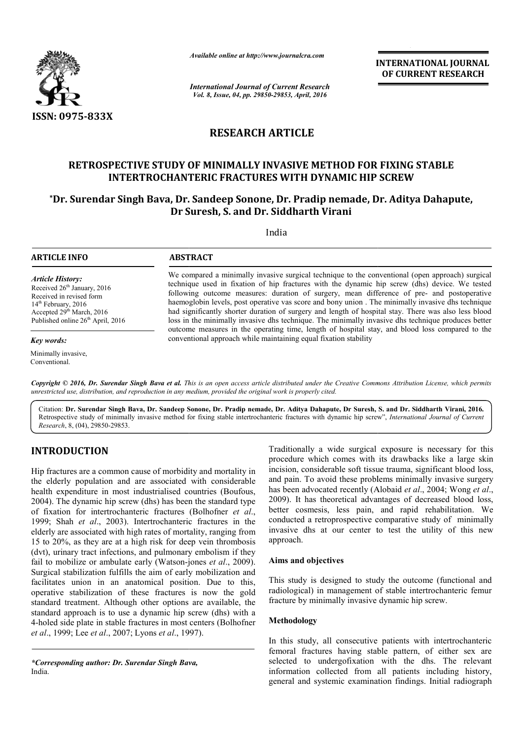# RESEARCH ARTICLE

## RETROSPECTIVE STUDY OF MINIMALLY INVASIVE METHOD FOR FIXING STABLE INTERTROCHANTERIC FRACTURES WITH DYNAMIC HIP SCREW

**\*Dr. Surendar Singh Bava, Dr. Sandeep Sonone, Dr. Pradip nemade, Dr. Aditya Dahapute, Dr Suresh, S. and Dr. Siddharth Virani**

India

### ARTICLE INFO

*Article History:*
Received 26th January, 2016
Received in revised form
14th February, 2016
Accepted 29th March, 2016
Published online 26th April, 2016

*Key words:*
Minimally invasive,
Conventional.

### ABSTRACT

We compared a minimally invasive surgical technique to the conventional (open approach) surgical technique used in fixation of hip fractures with the dynamic hip screw (dhs) device. We tested following outcome measures: duration of surgery, mean difference of pre- and postoperative haemoglobin levels, post operative vas score and bony union . The minimally invasive dhs technique had significantly shorter duration of surgery and length of hospital stay. There was also less blood loss in the minimally invasive dhs technique. The minimally invasive dhs technique produces better outcome measures in the operating time, length of hospital stay, and blood loss compared to the conventional approach while maintaining equal fixation stability

***Copyright © 2016, Dr. Surendar Singh Bava et al.** This is an open access article distributed under the Creative Commons Attribution License, which permits unrestricted use, distribution, and reproduction in any medium, provided the original work is properly cited.*

Citation: **Dr. Surendar Singh Bava, Dr. Sandeep Sonone, Dr. Pradip nemade, Dr. Aditya Dahapute, Dr Suresh, S. and Dr. Siddharth Virani, 2016.** Retrospective study of minimally invasive method for fixing stable intertrochanteric fractures with dynamic hip screw", *International Journal of Current Research*, 8, (04), 29850-29853.

## INTRODUCTION

Hip fractures are a common cause of morbidity and mortality in the elderly population and are associated with considerable health expenditure in most industrialised countries (Boufous, 2004). The dynamic hip screw (dhs) has been the standard type of fixation for intertrochanteric fractures (Bolhofner *et al*., 1999; Shah *et al*., 2003). Intertrochanteric fractures in the elderly are associated with high rates of mortality, ranging from 15 to 20%, as they are at a high risk for deep vein thrombosis (dvt), urinary tract infections, and pulmonary embolism if they fail to mobilize or ambulate early (Watson-jones *et al*., 2009). Surgical stabilization fulfills the aim of early mobilization and facilitates union in an anatomical position. Due to this, operative stabilization of these fractures is now the gold standard treatment. Although other options are available, the standard approach is to use a dynamic hip screw (dhs) with a 4-holed side plate in stable fractures in most centers (Bolhofner *et al*., 1999; Lee *et al*., 2007; Lyons *et al*., 1997).

Traditionally a wide surgical exposure is necessary for this procedure which comes with its drawbacks like a large skin incision, considerable soft tissue trauma, significant blood loss, and pain. To avoid these problems minimally invasive surgery has been advocated recently (Alobaid *et al*., 2004; Wong *et al*., 2009). It has theoretical advantages of decreased blood loss, better cosmesis, less pain, and rapid rehabilitation. We conducted a retroprospective comparative study of minimally invasive dhs at our center to test the utility of this new approach.

### Aims and objectives

This study is designed to study the outcome (functional and radiological) in management of stable intertrochanteric femur fracture by minimally invasive dynamic hip screw.

### Methodology

In this study, all consecutive patients with intertrochanteric femoral fractures having stable pattern, of either sex are selected to undergofixation with the dhs. The relevant information collected from all patients including history, general and systemic examination findings. Initial radiograph

\*Corresponding author: Dr. Surendar Singh Bava,
India.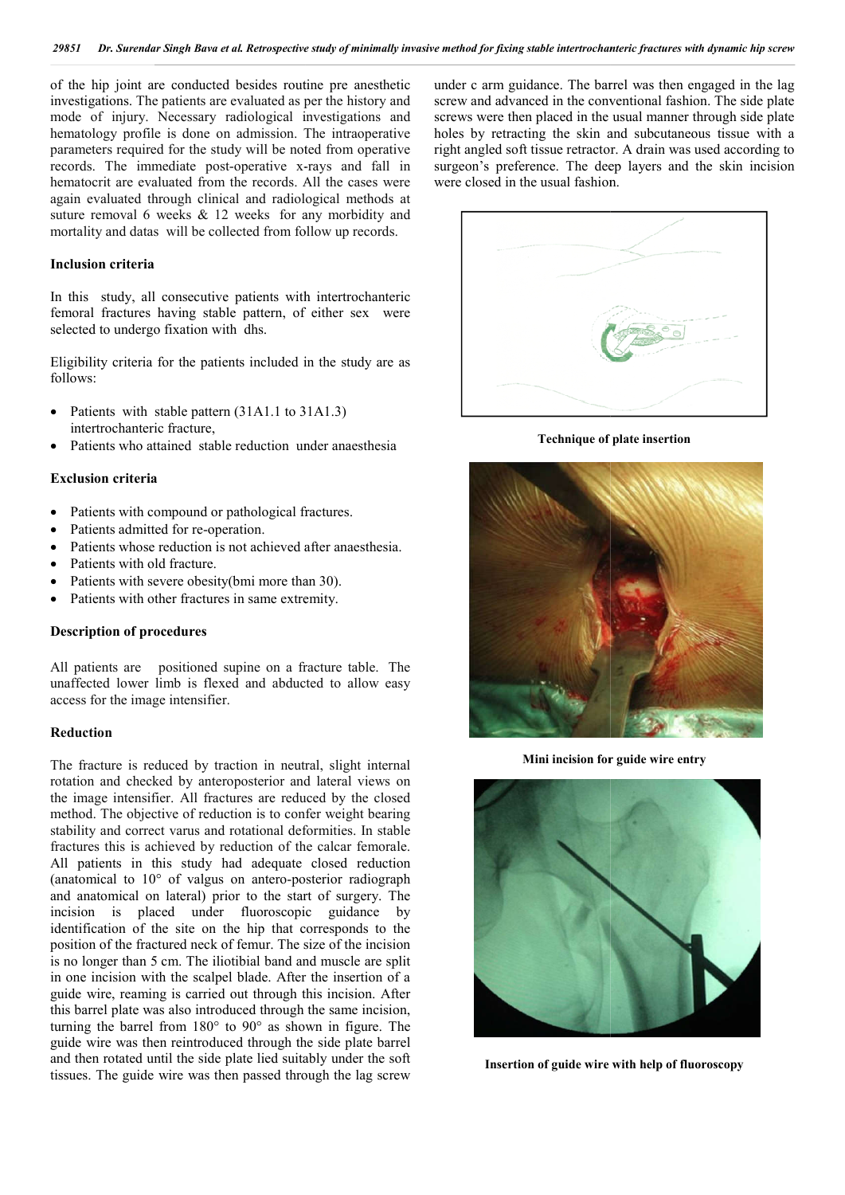of the hip joint are conducted besides routine pre anesthetic investigations. The patients are evaluated as per the history and mode of injury. Necessary radiological investigations and hematology profile is done on admission. The intraoperative parameters required for the study will be noted from operative records. The immediate post-operative x-rays and fall in hematocrit are evaluated from the records. All the cases were again evaluated through clinical and radiological methods at suture removal 6 weeks & 12 weeks for any morbidity and mortality and datas will be collected from follow up records.

### Inclusion criteria

In this study, all consecutive patients with intertrochanteric femoral fractures having stable pattern, of either sex were selected to undergo fixation with dhs.

Eligibility criteria for the patients included in the study are as follows:

- Patients with stable pattern (31A1.1 to 31A1.3) intertrochanteric fracture,
- Patients who attained stable reduction under anaesthesia

### Exclusion criteria

- Patients with compound or pathological fractures.
- Patients admitted for re-operation.
- Patients whose reduction is not achieved after anaesthesia.
- Patients with old fracture.
- Patients with severe obesity(bmi more than 30).
- Patients with other fractures in same extremity.

### Description of procedures

All patients are positioned supine on a fracture table. The unaffected lower limb is flexed and abducted to allow easy access for the image intensifier.

### Reduction

The fracture is reduced by traction in neutral, slight internal rotation and checked by anteroposterior and lateral views on the image intensifier. All fractures are reduced by the closed method. The objective of reduction is to confer weight bearing stability and correct varus and rotational deformities. In stable fractures this is achieved by reduction of the calcar femorale. All patients in this study had adequate closed reduction (anatomical to 10° of valgus on antero-posterior radiograph and anatomical on lateral) prior to the start of surgery. The incision is placed under fluoroscopic guidance by identification of the site on the hip that corresponds to the position of the fractured neck of femur. The size of the incision is no longer than 5 cm. The iliotibial band and muscle are split in one incision with the scalpel blade. After the insertion of a guide wire, reaming is carried out through this incision. After this barrel plate was also introduced through the same incision, turning the barrel from 180° to 90° as shown in figure. The guide wire was then reintroduced through the side plate barrel and then rotated until the side plate lied suitably under the soft tissues. The guide wire was then passed through the lag screw under c arm guidance. The barrel was then engaged in the lag screw and advanced in the conventional fashion. The side plate screws were then placed in the usual manner through side plate holes by retracting the skin and subcutaneous tissue with a right angled soft tissue retractor. A drain was used according to surgeon's preference. The deep layers and the skin incision were closed in the usual fashion.

**Technique of plate insertion**

**Mini incision for guide wire entry**

**Insertion of guide wire with help of fluoroscopy**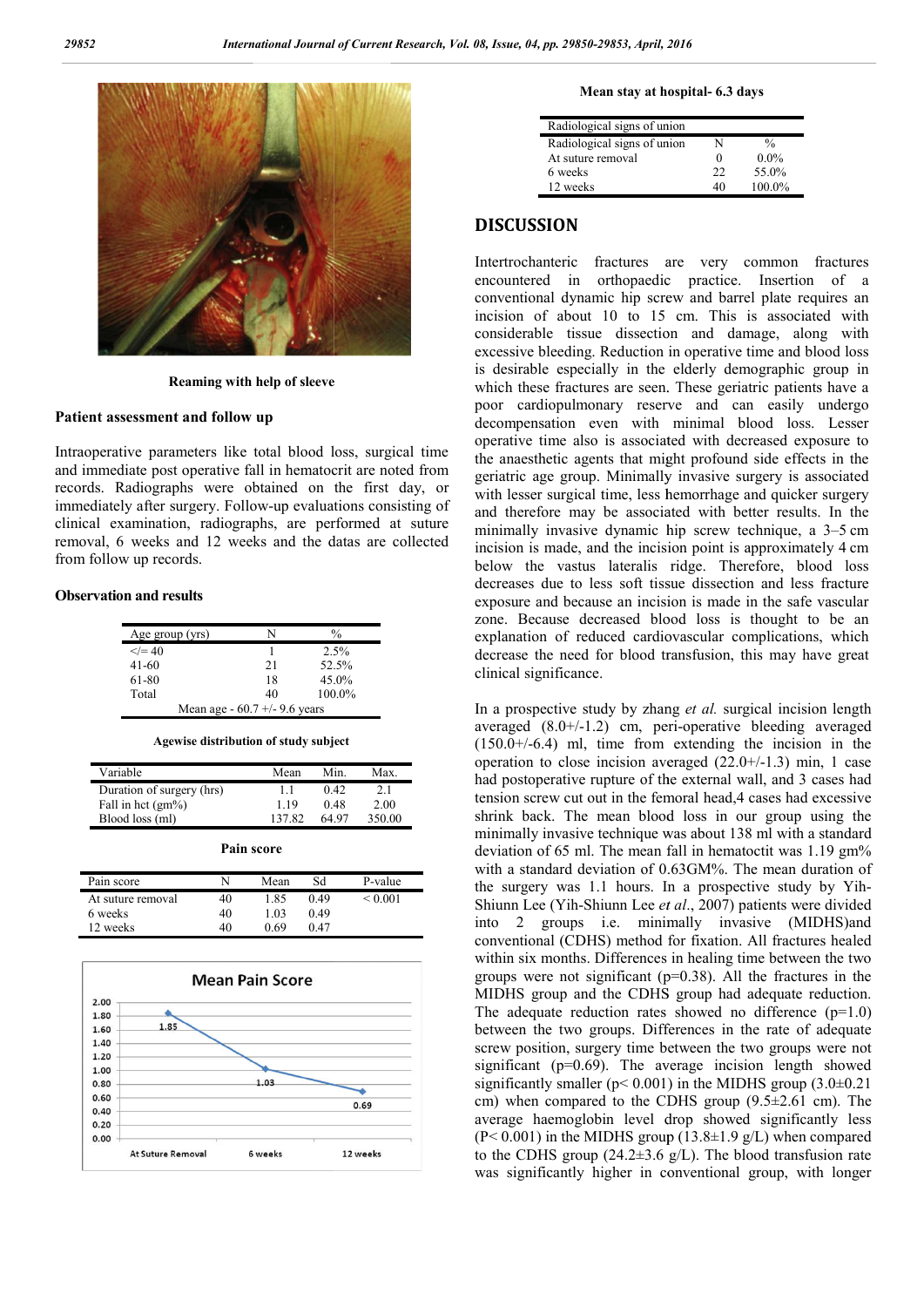Reaming with help of sleeve

### Patient assessment and follow up

Intraoperative parameters like total blood loss, surgical time and immediate post operative fall in hematocrit are noted from records. Radiographs were obtained on the first day, or immediately after surgery. Follow-up evaluations consisting of clinical examination, radiographs, are performed at suture removal, 6 weeks and 12 weeks and the datas are collected from follow up records.

### Observation and results

| Age group (yrs) | N | % |
|---|---|---|
| </= 40 | 1 | 2.5% |
| 41-60 | 21 | 52.5% |
| 61-80 | 18 | 45.0% |
| Total | 40 | 100.0% |
| Mean age - 60.7 +/- 9.6 years | | |

**Agewise distribution of study subject**

| Variable | Mean | Min. | Max. |
|---|---|---|---|
| Duration of surgery (hrs) | 1.1 | 0.42 | 2.1 |
| Fall in hct (gm%) | 1.19 | 0.48 | 2.00 |
| Blood loss (ml) | 137.82 | 64.97 | 350.00 |

**Pain score**

| Pain score | N | Mean | Sd | P-value |
|---|---|---|---|---|
| At suture removal | 40 | 1.85 | 0.49 | < 0.001 |
| 6 weeks | 40 | 1.03 | 0.49 | |
| 12 weeks | 40 | 0.69 | 0.47 | |

Mean Pain Score

**Mean stay at hospital- 6.3 days**

| Radiological signs of union | N | % |
|---|---|---|
| At suture removal | 0 | 0.0% |
| 6 weeks | 22 | 55.0% |
| 12 weeks | 40 | 100.0% |

## DISCUSSION

Intertrochanteric fractures are very common fractures encountered in orthopaedic practice. Insertion of a conventional dynamic hip screw and barrel plate requires an incision of about 10 to 15 cm. This is associated with considerable tissue dissection and damage, along with excessive bleeding. Reduction in operative time and blood loss is desirable especially in the elderly demographic group in which these fractures are seen. These geriatric patients have a poor cardiopulmonary reserve and can easily undergo decompensation even with minimal blood loss. Lesser operative time also is associated with decreased exposure to the anaesthetic agents that might profound side effects in the geriatric age group. Minimally invasive surgery is associated with lesser surgical time, less hemorrhage and quicker surgery and therefore may be associated with better results. In the minimally invasive dynamic hip screw technique, a 3–5 cm incision is made, and the incision point is approximately 4 cm below the vastus lateralis ridge. Therefore, blood loss decreases due to less soft tissue dissection and less fracture exposure and because an incision is made in the safe vascular zone. Because decreased blood loss is thought to be an explanation of reduced cardiovascular complications, which decrease the need for blood transfusion, this may have great clinical significance.

In a prospective study by zhang *et al.* surgical incision length averaged (8.0+/-1.2) cm, peri-operative bleeding averaged (150.0+/-6.4) ml, time from extending the incision in the operation to close incision averaged (22.0+/-1.3) min, 1 case had postoperative rupture of the external wall, and 3 cases had tension screw cut out in the femoral head,4 cases had excessive shrink back. The mean blood loss in our group using the minimally invasive technique was about 138 ml with a standard deviation of 65 ml. The mean fall in hematoctit was 1.19 gm% with a standard deviation of 0.63GM%. The mean duration of the surgery was 1.1 hours. In a prospective study by Yih-Shiunn Lee (Yih-Shiunn Lee *et al.*, 2007) patients were divided into 2 groups i.e. minimally invasive (MIDHS)and conventional (CDHS) method for fixation. All fractures healed within six months. Differences in healing time between the two groups were not significant (p=0.38). All the fractures in the MIDHS group and the CDHS group had adequate reduction. The adequate reduction rates showed no difference (p=1.0) between the two groups. Differences in the rate of adequate screw position, surgery time between the two groups were not significant (p=0.69). The average incision length showed significantly smaller (p< 0.001) in the MIDHS group (3.0±0.21 cm) when compared to the CDHS group (9.5±2.61 cm). The average haemoglobin level drop showed significantly less (P< 0.001) in the MIDHS group (13.8±1.9 g/L) when compared to the CDHS group (24.2±3.6 g/L). The blood transfusion rate was significantly higher in conventional group, with longer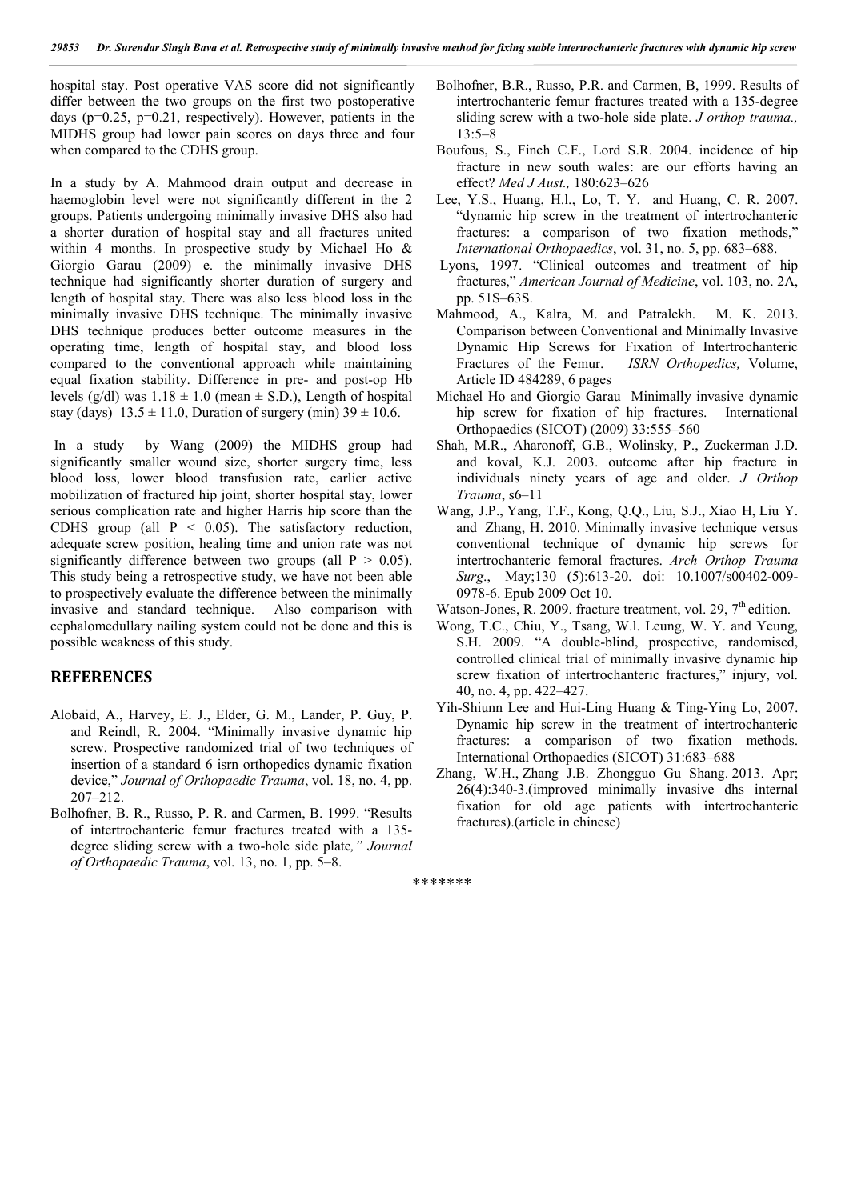hospital stay. Post operative VAS score did not significantly differ between the two groups on the first two postoperative days (p=0.25, p=0.21, respectively). However, patients in the MIDHS group had lower pain scores on days three and four when compared to the CDHS group.

In a study by A. Mahmood drain output and decrease in haemoglobin level were not significantly different in the 2 groups. Patients undergoing minimally invasive DHS also had a shorter duration of hospital stay and all fractures united within 4 months. In prospective study by Michael Ho & Giorgio Garau (2009) e. the minimally invasive DHS technique had significantly shorter duration of surgery and length of hospital stay. There was also less blood loss in the minimally invasive DHS technique. The minimally invasive DHS technique produces better outcome measures in the operating time, length of hospital stay, and blood loss compared to the conventional approach while maintaining equal fixation stability. Difference in pre- and post-op Hb levels (g/dl) was $1.18 \pm 1.0$ (mean $\pm$ S.D.), Length of hospital stay (days) $13.5 \pm 11.0$, Duration of surgery (min) $39 \pm 10.6$.

In a study by Wang (2009) the MIDHS group had significantly smaller wound size, shorter surgery time, less blood loss, lower blood transfusion rate, earlier active mobilization of fractured hip joint, shorter hospital stay, lower serious complication rate and higher Harris hip score than the CDHS group (all $P < 0.05$). The satisfactory reduction, adequate screw position, healing time and union rate was not significantly difference between two groups (all $P > 0.05$). This study being a retrospective study, we have not been able to prospectively evaluate the difference between the minimally invasive and standard technique. Also comparison with cephalomedullary nailing system could not be done and this is possible weakness of this study.

## REFERENCES

- Alobaid, A., Harvey, E. J., Elder, G. M., Lander, P. Guy, P. and Reindl, R. 2004. "Minimally invasive dynamic hip screw. Prospective randomized trial of two techniques of insertion of a standard 6 isrn orthopedics dynamic fixation device," *Journal of Orthopaedic Trauma*, vol. 18, no. 4, pp. 207–212.
- Bolhofner, B. R., Russo, P. R. and Carmen, B. 1999. "Results of intertrochanteric femur fractures treated with a 135-degree sliding screw with a two-hole side plate*," Journal of Orthopaedic Trauma*, vol. 13, no. 1, pp. 5–8.
- Bolhofner, B.R., Russo, P.R. and Carmen, B, 1999. Results of intertrochanteric femur fractures treated with a 135-degree sliding screw with a two-hole side plate. *J orthop trauma.,* 13:5–8
- Boufous, S., Finch C.F., Lord S.R. 2004. incidence of hip fracture in new south wales: are our efforts having an effect? *Med J Aust.,* 180:623–626
- Lee, Y.S., Huang, H.l., Lo, T. Y. and Huang, C. R. 2007. "dynamic hip screw in the treatment of intertrochanteric fractures: a comparison of two fixation methods," *International Orthopaedics*, vol. 31, no. 5, pp. 683–688.
- Lyons, 1997. "Clinical outcomes and treatment of hip fractures," *American Journal of Medicine*, vol. 103, no. 2A, pp. 51S–63S.
- Mahmood, A., Kalra, M. and Patralekh. M. K. 2013. Comparison between Conventional and Minimally Invasive Dynamic Hip Screws for Fixation of Intertrochanteric Fractures of the Femur. *ISRN Orthopedics,* Volume, Article ID 484289, 6 pages
- Michael Ho and Giorgio Garau Minimally invasive dynamic hip screw for fixation of hip fractures. International Orthopaedics (SICOT) (2009) 33:555–560
- Shah, M.R., Aharonoff, G.B., Wolinsky, P., Zuckerman J.D. and koval, K.J. 2003. outcome after hip fracture in individuals ninety years of age and older. *J Orthop Trauma*, s6–11
- Wang, J.P., Yang, T.F., Kong, Q.Q., Liu, S.J., Xiao H, Liu Y. and Zhang, H. 2010. Minimally invasive technique versus conventional technique of dynamic hip screws for intertrochanteric femoral fractures. *Arch Orthop Trauma Surg*., May;130 (5):613-20. doi: 10.1007/s00402-009-0978-6. Epub 2009 Oct 10.
- Watson-Jones, R. 2009. fracture treatment, vol. 29, 7th edition.
- Wong, T.C., Chiu, Y., Tsang, W.l. Leung, W. Y. and Yeung, S.H. 2009. "A double-blind, prospective, randomised, controlled clinical trial of minimally invasive dynamic hip screw fixation of intertrochanteric fractures," injury, vol. 40, no. 4, pp. 422–427.
- Yih-Shiunn Lee and Hui-Ling Huang & Ting-Ying Lo, 2007. Dynamic hip screw in the treatment of intertrochanteric fractures: a comparison of two fixation methods. International Orthopaedics (SICOT) 31:683–688
- Zhang, W.H., Zhang J.B. Zhongguo Gu Shang. 2013. Apr; 26(4):340-3.(improved minimally invasive dhs internal fixation for old age patients with intertrochanteric fractures).(article in chinese)

\*\*\*\*\*\*\*